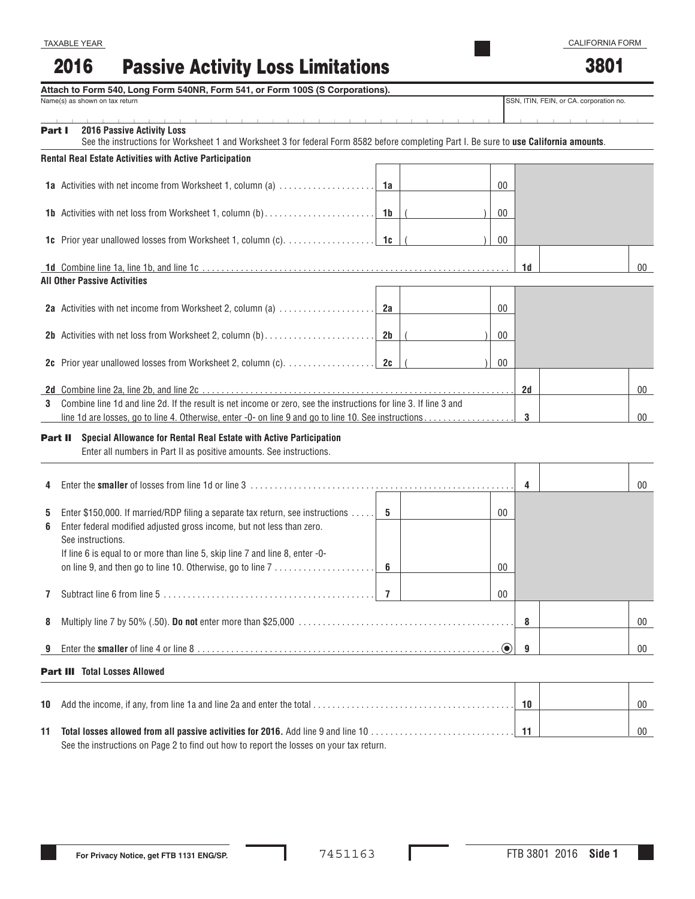TAXABLE YEAR

# 2016 Passive Activity Loss Limitations

CALIFORNIA FORM **3801**

**Attach to Form 540, Long Form 540NR, Form 541, or Form 100S (S Corporations).**

Name(s) as shown on tax return

SSN, ITIN, FEIN, or CA. corporation no.

## Part I 2016 Passive Activity Loss

See the instructions for Worksheet 1 and Worksheet 3 for federal Form 8582 before completing Part I. Be sure to **use California amounts**.

**Rental Real Estate Activities with Active Participation**

| | | | | |
|---|---|---|---|---|
| **1a** Activities with net income from Worksheet 1, column (a) | 1a | 00 | | |
| **1b** Activities with net loss from Worksheet 1, column (b) | 1b | ( ) 00 | | |
| **1c** Prior year unallowed losses from Worksheet 1, column (c) | 1c | ( ) 00 | | |
| **1d** Combine line 1a, line 1b, and line 1c | | | 1d | 00 |

**All Other Passive Activities**

| | | | | |
|---|---|---|---|---|
| **2a** Activities with net income from Worksheet 2, column (a) | 2a | 00 | | |
| **2b** Activities with net loss from Worksheet 2, column (b) | 2b | ( ) 00 | | |
| **2c** Prior year unallowed losses from Worksheet 2, column (c) | 2c | ( ) 00 | | |
| **2d** Combine line 2a, line 2b, and line 2c | | | 2d | 00 |
| **3** Combine line 1d and line 2d. If the result is net income or zero, see the instructions for line 3. If line 3 and line 1d are losses, go to line 4. Otherwise, enter -0- on line 9 and go to line 10. See instructions | | | 3 | 00 |

## Part II Special Allowance for Rental Real Estate with Active Participation

Enter all numbers in Part II as positive amounts. See instructions.

| | | | | |
|---|---|---|---|---|
| **4** Enter the **smaller** of losses from line 1d or line 3 | | | 4 | 00 |
| **5** Enter $150,000. If married/RDP filing a separate tax return, see instructions | 5 | 00 | | |
| **6** Enter federal modified adjusted gross income, but not less than zero. See instructions. If line 6 is equal to or more than line 5, skip line 7 and line 8, enter -0- on line 9, and then go to line 10. Otherwise, go to line 7 | 6 | 00 | | |
| **7** Subtract line 6 from line 5 | 7 | 00 | | |
| **8** Multiply line 7 by 50% (.50). **Do not** enter more than $25,000 | | | 8 | 00 |
| **9** Enter the **smaller** of line 4 or line 8 | | | 9 | 00 |

## Part III Total Losses Allowed

| | | |
|---|---|---|
| **10** Add the income, if any, from line 1a and line 2a and enter the total | 10 | 00 |
| **11** **Total losses allowed from all passive activities for 2016.** Add line 9 and line 10 | 11 | 00 |

See the instructions on Page 2 to find out how to report the losses on your tax return.

For Privacy Notice, get FTB 1131 ENG/SP.

7451163

FTB 3801 2016 **Side 1**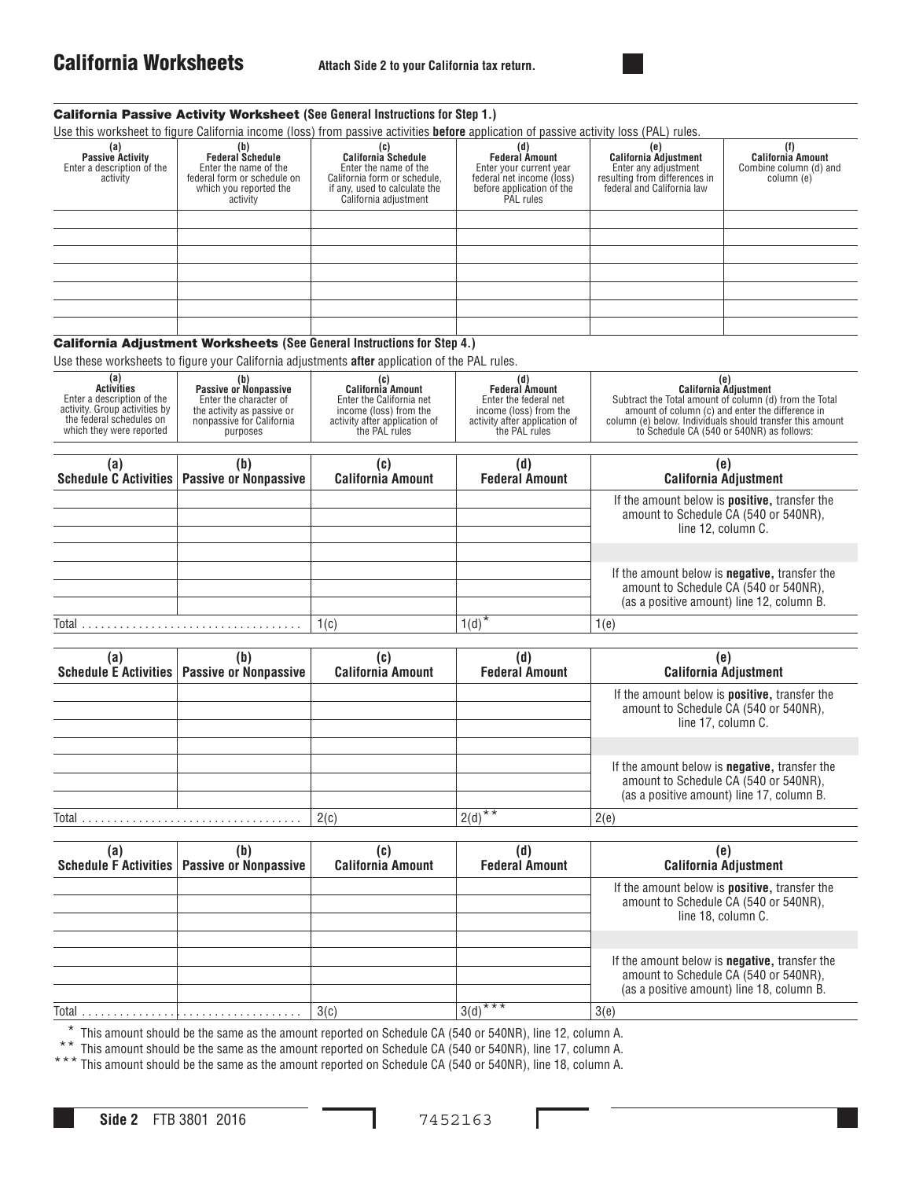# California Worksheets

**Attach Side 2 to your California tax return.**

## California Passive Activity Worksheet (See General Instructions for Step 1.)

Use this worksheet to figure California income (loss) from passive activities **before** application of passive activity loss (PAL) rules.

| (a) Passive Activity Enter a description of the activity | (b) Federal Schedule Enter the name of the federal form or schedule on which you reported the activity | (c) California Schedule Enter the name of the California form or schedule, if any, used to calculate the California adjustment | (d) Federal Amount Enter your current year federal net income (loss) before application of the PAL rules | (e) California Adjustment Enter any adjustment resulting from differences in federal and California law | (f) California Amount Combine column (d) and column (e) |
|---|---|---|---|---|---|
| | | | | | |
| | | | | | |
| | | | | | |
| | | | | | |
| | | | | | |
| | | | | | |
| | | | | | |

## California Adjustment Worksheets (See General Instructions for Step 4.)

Use these worksheets to figure your California adjustments **after** application of the PAL rules.

| (a) Activities Enter a description of the activity. Group activities by the federal schedules on which they were reported | (b) Passive or Nonpassive Enter the character of the activity as passive or nonpassive for California purposes | (c) California Amount Enter the California net income (loss) from the activity after application of the PAL rules | (d) Federal Amount Enter the federal net income (loss) from the activity after application of the PAL rules | (e) California Adjustment Subtract the Total amount of column (d) from the Total amount of column (c) and enter the difference in column (e) below. Individuals should transfer this amount to Schedule CA (540 or 540NR) as follows: |
|---|---|---|---|---|

| (a) Schedule C Activities | (b) Passive or Nonpassive | (c) California Amount | (d) Federal Amount | (e) California Adjustment |
|---|---|---|---|---|
| | | | | If the amount below is **positive,** transfer the amount to Schedule CA (540 or 540NR), line 12, column C. |
| | | | | |
| | | | | |
| | | | | |
| | | | | If the amount below is **negative,** transfer the amount to Schedule CA (540 or 540NR), (as a positive amount) line 12, column B. |
| | | | | |
| | | | | |
| Total | | 1(c) | 1(d)* | 1(e) |

| (a) Schedule E Activities | (b) Passive or Nonpassive | (c) California Amount | (d) Federal Amount | (e) California Adjustment |
|---|---|---|---|---|
| | | | | If the amount below is **positive,** transfer the amount to Schedule CA (540 or 540NR), line 17, column C. |
| | | | | |
| | | | | |
| | | | | |
| | | | | If the amount below is **negative,** transfer the amount to Schedule CA (540 or 540NR), (as a positive amount) line 17, column B. |
| | | | | |
| | | | | |
| Total | | 2(c) | 2(d)** | 2(e) |

| (a) Schedule F Activities | (b) Passive or Nonpassive | (c) California Amount | (d) Federal Amount | (e) California Adjustment |
|---|---|---|---|---|
| | | | | If the amount below is **positive,** transfer the amount to Schedule CA (540 or 540NR), line 18, column C. |
| | | | | |
| | | | | |
| | | | | |
| | | | | If the amount below is **negative,** transfer the amount to Schedule CA (540 or 540NR), (as a positive amount) line 18, column B. |
| | | | | |
| | | | | |
| Total | | 3(c) | 3(d)*** | 3(e) |

\* This amount should be the same as the amount reported on Schedule CA (540 or 540NR), line 12, column A.

\** This amount should be the same as the amount reported on Schedule CA (540 or 540NR), line 17, column A.

\*** This amount should be the same as the amount reported on Schedule CA (540 or 540NR), line 18, column A.

**Side 2** FTB 3801 2016 7452163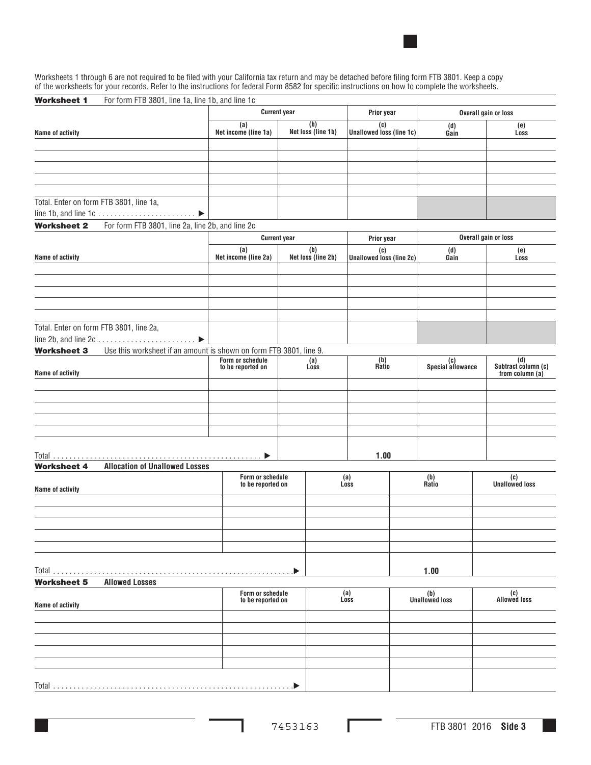Worksheets 1 through 6 are not required to be filed with your California tax return and may be detached before filing form FTB 3801. Keep a copy of the worksheets for your records. Refer to the instructions for federal Form 8582 for specific instructions on how to complete the worksheets.

**Worksheet 1** For form FTB 3801, line 1a, line 1b, and line 1c

| | Current year | | Prior year | Overall gain or loss | |
|---|---|---|---|---|---|
| Name of activity | (a) Net income (line 1a) | (b) Net loss (line 1b) | (c) Unallowed loss (line 1c) | (d) Gain | (e) Loss |
| | | | | | |
| | | | | | |
| | | | | | |
| | | | | | |
| | | | | | |
| Total. Enter on form FTB 3801, line 1a, line 1b, and line 1c . . . . . . . . . . . . . . . . . . . . . . . ▶ | | | | | |

**Worksheet 2** For form FTB 3801, line 2a, line 2b, and line 2c

| | Current year | | Prior year | Overall gain or loss | |
|---|---|---|---|---|---|
| Name of activity | (a) Net income (line 2a) | (b) Net loss (line 2b) | (c) Unallowed loss (line 2c) | (d) Gain | (e) Loss |
| | | | | | |
| | | | | | |
| | | | | | |
| | | | | | |
| | | | | | |
| Total. Enter on form FTB 3801, line 2a, line 2b, and line 2c . . . . . . . . . . . . . . . . . . . . . . . ▶ | | | | | |

**Worksheet 3** Use this worksheet if an amount is shown on form FTB 3801, line 9.

| Name of activity | Form or schedule to be reported on | (a) Loss | (b) Ratio | (c) Special allowance | (d) Subtract column (c) from column (a) |
|---|---|---|---|---|---|
| | | | | | |
| | | | | | |
| | | | | | |
| | | | | | |
| | | | | | |
| Total . . . . . . . . . . . . . . . . . . . . . . . . . . . . . . . . . . . . . . . . . . . . . . . . . . ▶ | | | 1.00 | | |

**Worksheet 4** **Allocation of Unallowed Losses**

| Name of activity | Form or schedule to be reported on | (a) Loss | (b) Ratio | (c) Unallowed loss |
|---|---|---|---|---|
| | | | | |
| | | | | |
| | | | | |
| | | | | |
| | | | | |
| Total . . . . . . . . . . . . . . . . . . . . . . . . . . . . . . . . . . . . . . . . . . . . . . . . . . . . . . . . ▶ | | | 1.00 | |

**Worksheet 5** **Allowed Losses**

| Name of activity | Form or schedule to be reported on | (a) Loss | (b) Unallowed loss | (c) Allowed loss |
|---|---|---|---|---|
| | | | | |
| | | | | |
| | | | | |
| | | | | |
| | | | | |
| Total . . . . . . . . . . . . . . . . . . . . . . . . . . . . . . . . . . . . . . . . . . . . . . . . . . . . . . . . ▶ | | | | |

7453163

FTB 3801 2016 **Side 3**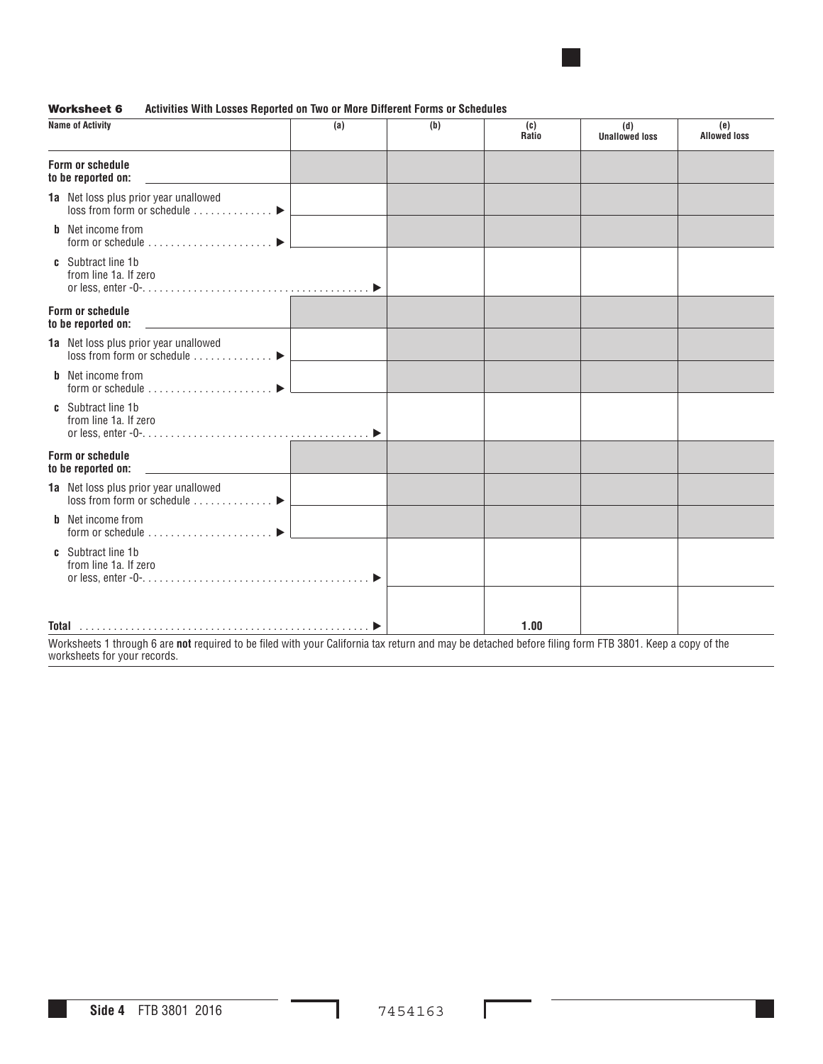**Worksheet 6** **Activities With Losses Reported on Two or More Different Forms or Schedules**

| Name of Activity | (a) | (b) | (c) Ratio | (d) Unallowed loss | (e) Allowed loss |
|---|---|---|---|---|---|
| Form or schedule to be reported on: ______ | | | | | |
| 1a Net loss plus prior year unallowed loss from form or schedule . . . . . . . . . . . . . ▶ | | | | | |
| b Net income from form or schedule . . . . . . . . . . . . . . . . . . . . . ▶ | | | | | |
| c Subtract line 1b from line 1a. If zero or less, enter -0-. . . . . . . . . . . . . . . . . . . . . . . . . . . . . . . . . . . . . . ▶ | | | | | |
| Form or schedule to be reported on: ______ | | | | | |
| 1a Net loss plus prior year unallowed loss from form or schedule . . . . . . . . . . . . . ▶ | | | | | |
| b Net income from form or schedule . . . . . . . . . . . . . . . . . . . . . ▶ | | | | | |
| c Subtract line 1b from line 1a. If zero or less, enter -0-. . . . . . . . . . . . . . . . . . . . . . . . . . . . . . . . . . . . . . ▶ | | | | | |
| Form or schedule to be reported on: ______ | | | | | |
| 1a Net loss plus prior year unallowed loss from form or schedule . . . . . . . . . . . . . ▶ | | | | | |
| b Net income from form or schedule . . . . . . . . . . . . . . . . . . . . . ▶ | | | | | |
| c Subtract line 1b from line 1a. If zero or less, enter -0-. . . . . . . . . . . . . . . . . . . . . . . . . . . . . . . . . . . . . . ▶ | | | | | |
| Total . . . . . . . . . . . . . . . . . . . . . . . . . . . . . . . . . . . . . . . . . . . . . . . . . . ▶ | | | 1.00 | | |

Worksheets 1 through 6 are **not** required to be filed with your California tax return and may be detached before filing form FTB 3801. Keep a copy of the worksheets for your records.